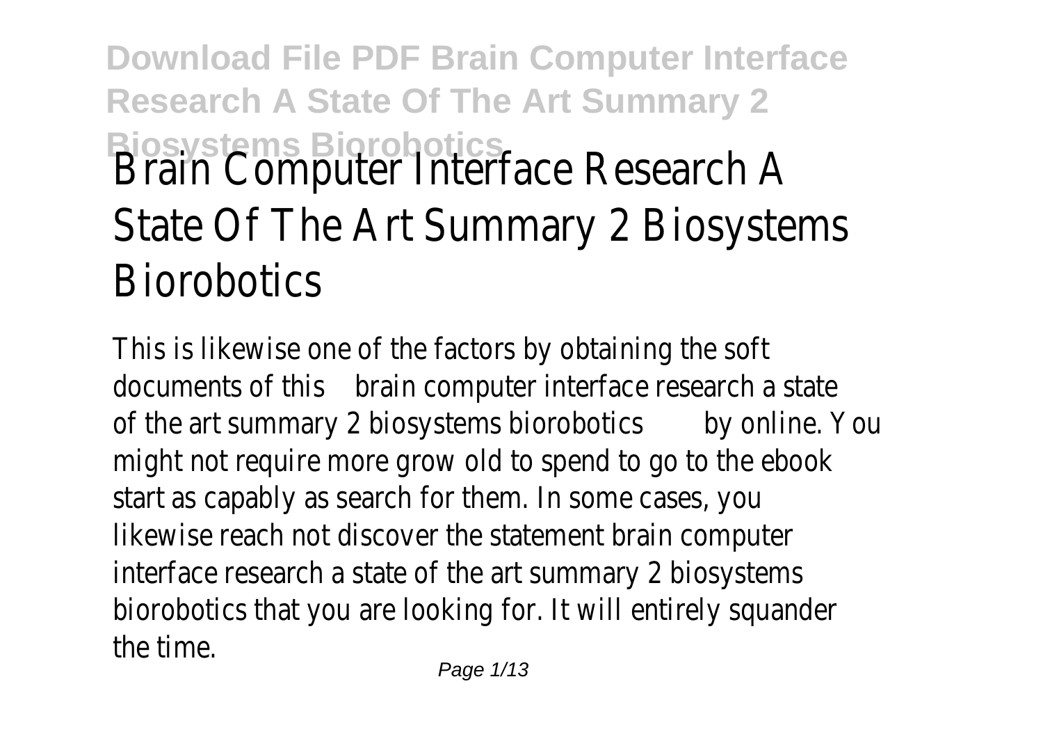# Brain Computer Interface Research A State Of The Art Summary 2 Biosystems Biorobotics

This is likewise one of the factors by obtaining the soft documents of this brain computer interface research a state of the art summary 2 biosystems biorobotics by online. You might not require more grow old to spend to go to the ebook start as capably as search for them. In some cases, you likewise reach not discover the statement brain computer interface research a state of the art summary 2 biosystems biorobotics that you are looking for. It will entirely squander the time.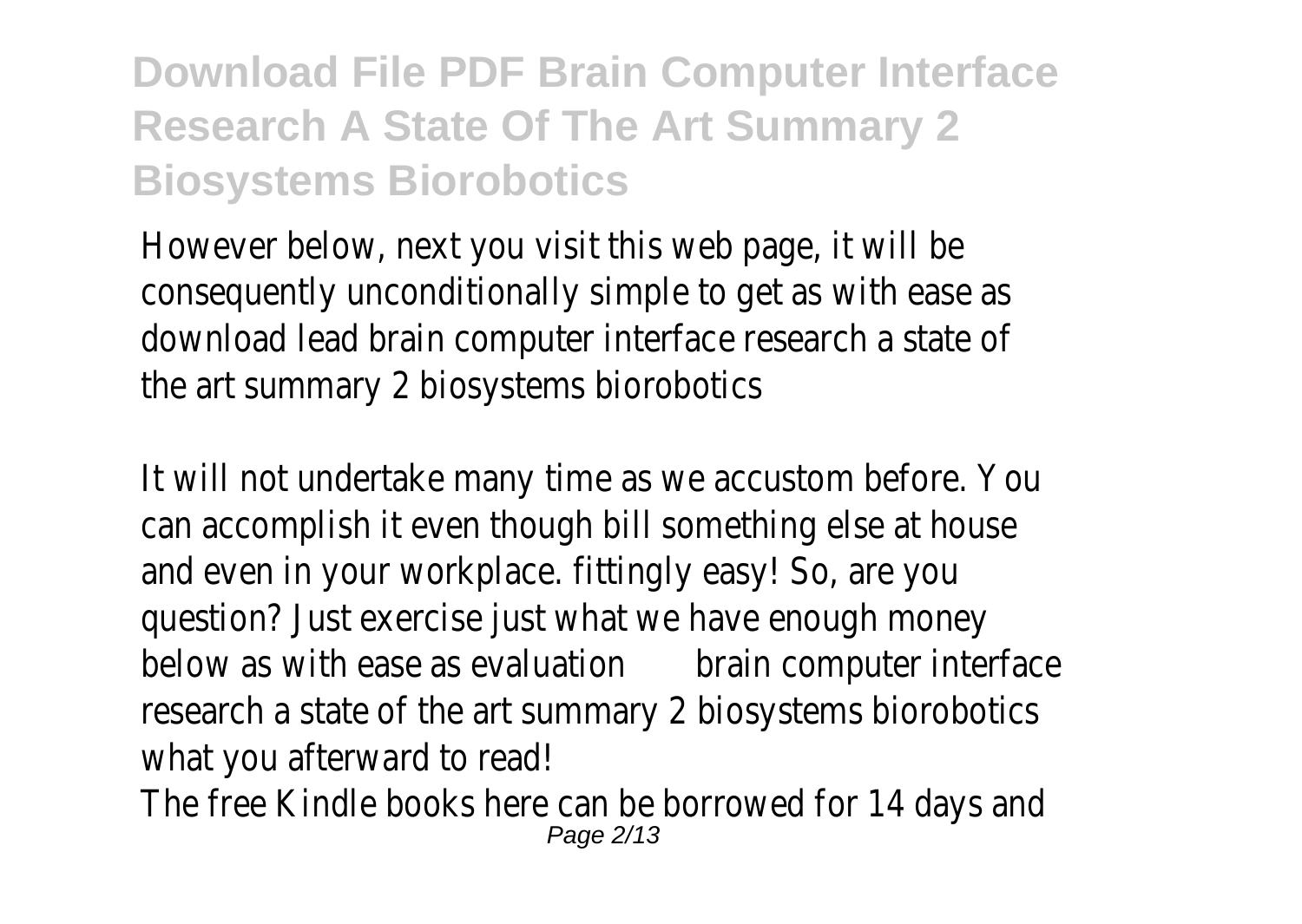# Download File PDF Brain Computer Interface Research A State Of The Art Summary 2 Biosystems Biorobotics

However below, next you visit this web page, it will be consequently unconditionally simple to get as with ease as download lead brain computer interface research a state of the art summary 2 biosystems biorobotics

It will not undertake many time as we accustom before. You can accomplish it even though bill something else at house and even in your workplace. fittingly easy! So, are you question? Just exercise just what we have enough money below as with ease as evaluation brain computer interface research a state of the art summary 2 biosystems biorobotics what you afterward to read!

The free Kindle books here can be borrowed for 14 days and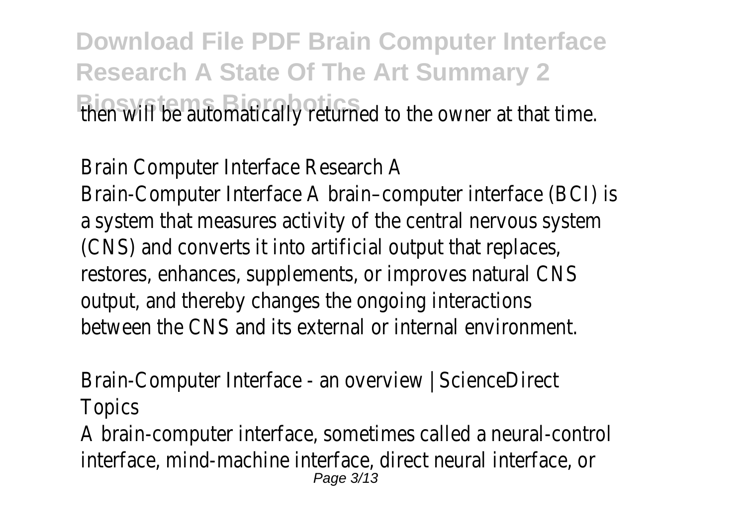then will be automatically returned to the owner at that time.

Brain Computer Interface Research A

Brain-Computer Interface A brain–computer interface (BCI) is a system that measures activity of the central nervous system (CNS) and converts it into artificial output that replaces, restores, enhances, supplements, or improves natural CNS output, and thereby changes the ongoing interactions between the CNS and its external or internal environment.

Brain-Computer Interface - an overview | ScienceDirect Topics

A brain-computer interface, sometimes called a neural-control interface, mind-machine interface, direct neural interface, or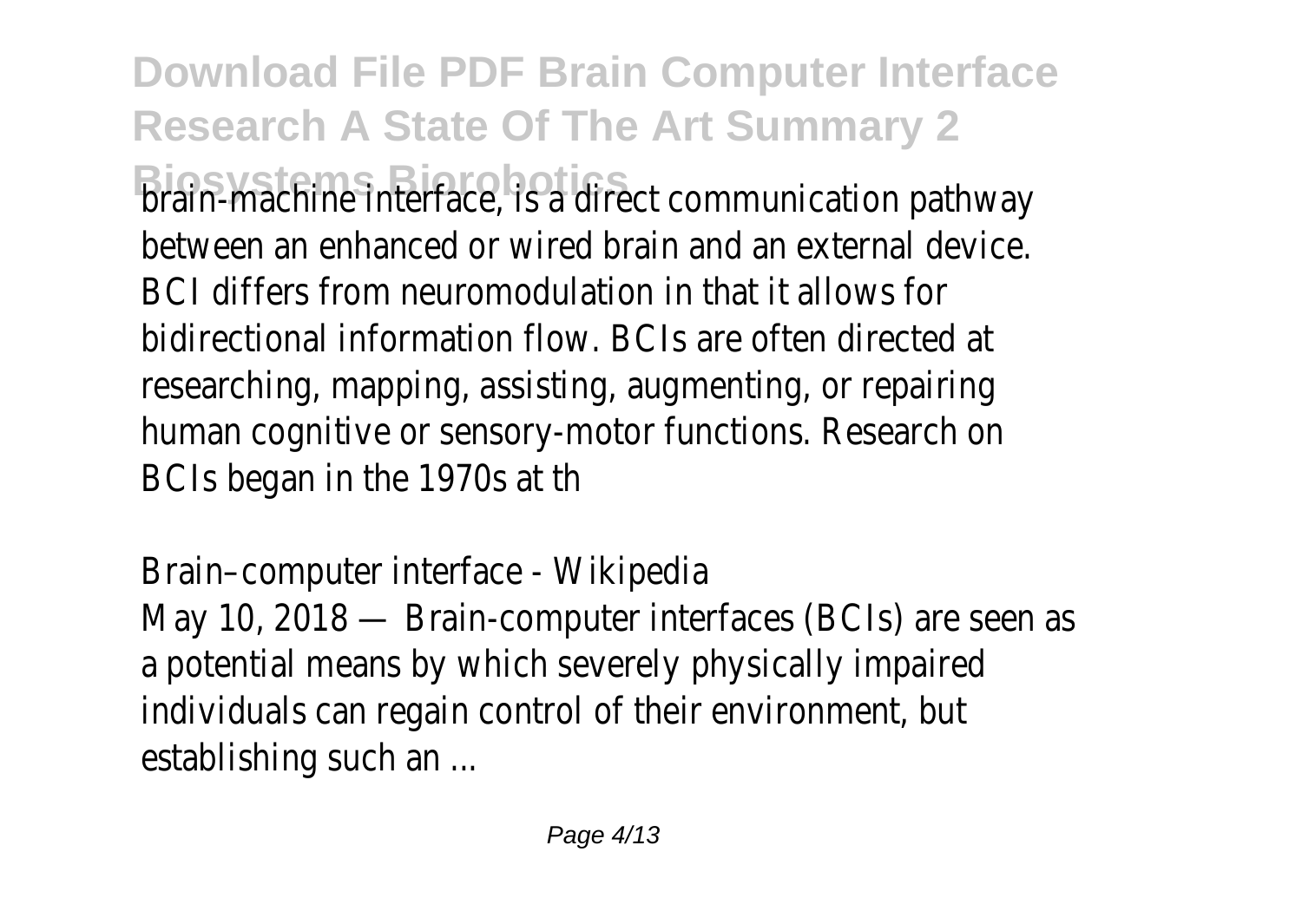brain-machine interface, is a direct communication pathway between an enhanced or wired brain and an external device. BCI differs from neuromodulation in that it allows for bidirectional information flow. BCIs are often directed at researching, mapping, assisting, augmenting, or repairing human cognitive or sensory-motor functions. Research on BCIs began in the 1970s at th

Brain–computer interface - Wikipedia

May 10, 2018 — Brain-computer interfaces (BCIs) are seen as a potential means by which severely physically impaired individuals can regain control of their environment, but establishing such an ...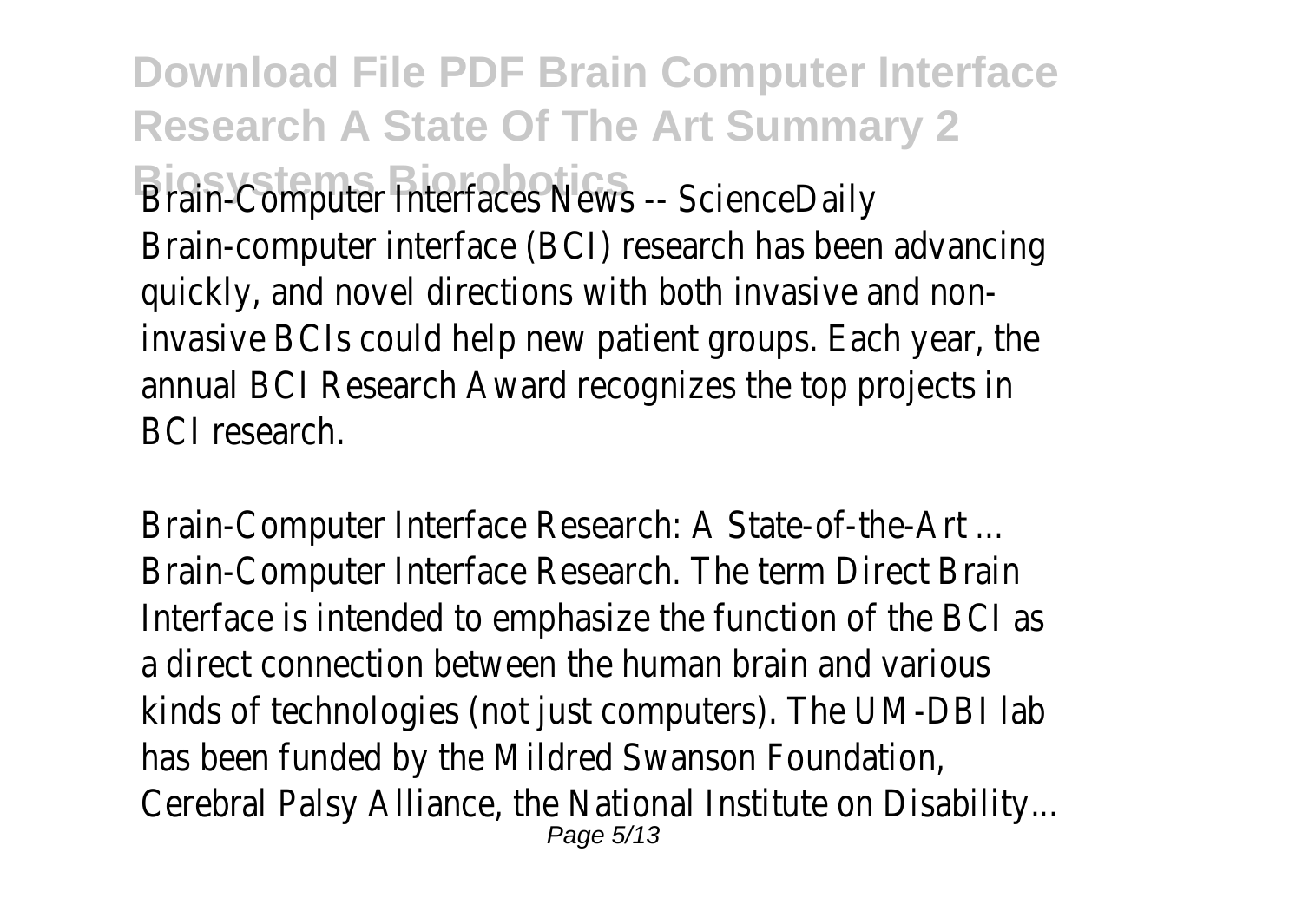Brain-Computer Interfaces News -- ScienceDaily

Brain-computer interface (BCI) research has been advancing quickly, and novel directions with both invasive and non-invasive BCIs could help new patient groups. Each year, the annual BCI Research Award recognizes the top projects in BCI research.

Brain-Computer Interface Research: A State-of-the-Art ...

Brain-Computer Interface Research. The term Direct Brain Interface is intended to emphasize the function of the BCI as a direct connection between the human brain and various kinds of technologies (not just computers). The UM-DBI lab has been funded by the Mildred Swanson Foundation, Cerebral Palsy Alliance, the National Institute on Disability...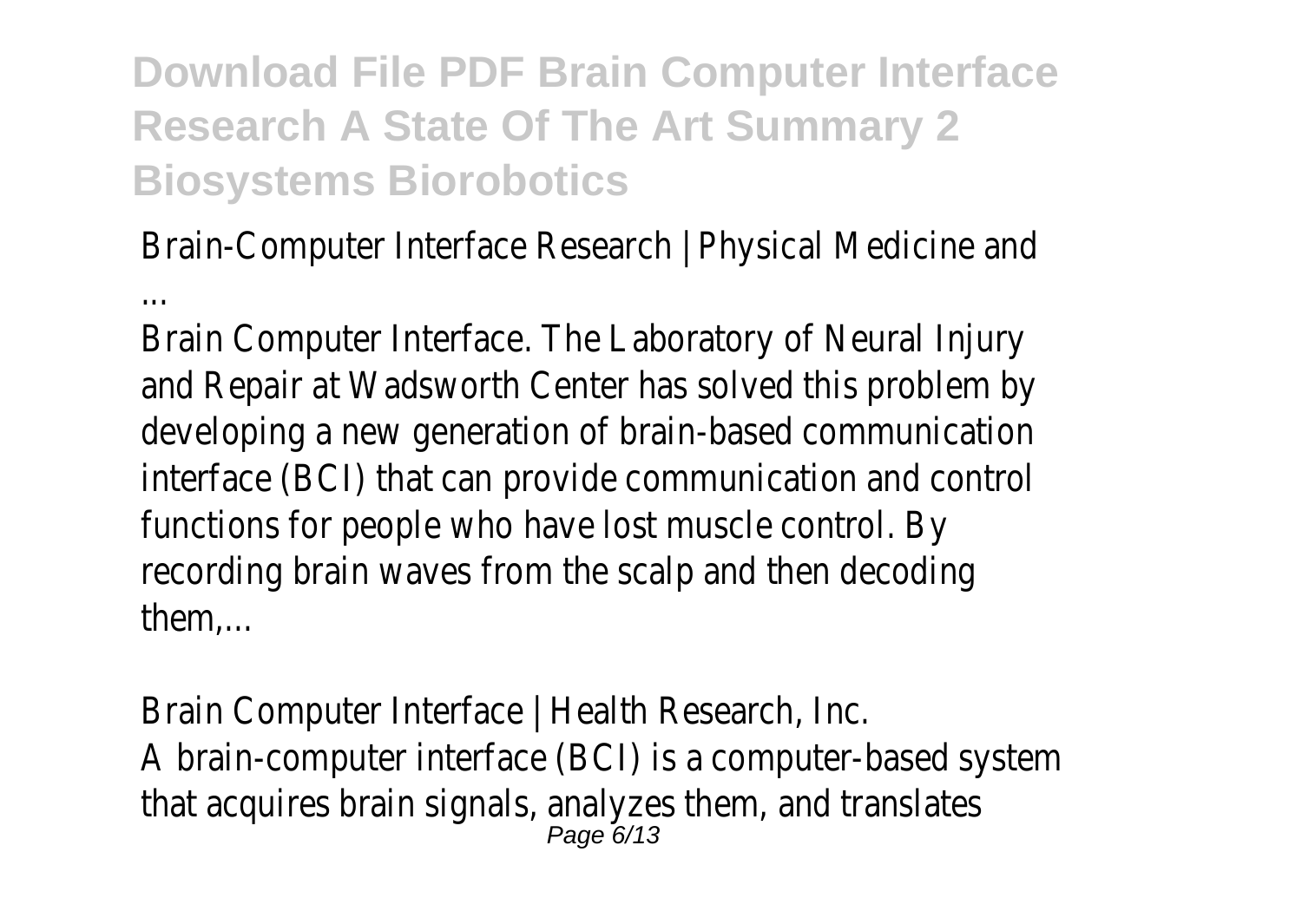Brain-Computer Interface Research | Physical Medicine and ...

Brain Computer Interface. The Laboratory of Neural Injury and Repair at Wadsworth Center has solved this problem by developing a new generation of brain-based communication interface (BCI) that can provide communication and control functions for people who have lost muscle control. By recording brain waves from the scalp and then decoding them,...

Brain Computer Interface | Health Research, Inc.

A brain-computer interface (BCI) is a computer-based system that acquires brain signals, analyzes them, and translates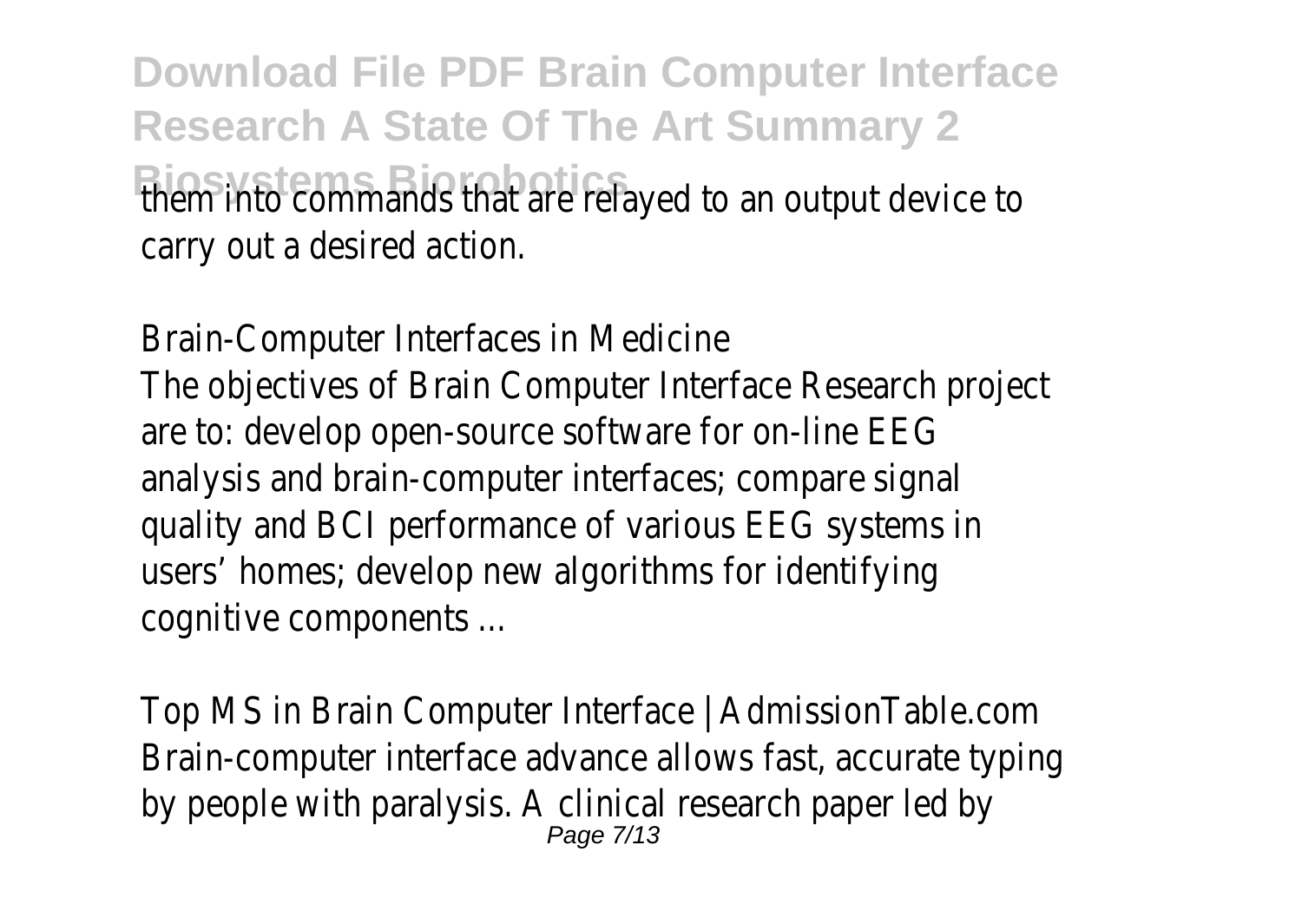them into commands that are relayed to an output device to carry out a desired action.

Brain-Computer Interfaces in Medicine
The objectives of Brain Computer Interface Research project are to: develop open-source software for on-line EEG analysis and brain-computer interfaces; compare signal quality and BCI performance of various EEG systems in users' homes; develop new algorithms for identifying cognitive components ...

Top MS in Brain Computer Interface | AdmissionTable.com
Brain-computer interface advance allows fast, accurate typing by people with paralysis. A clinical research paper led by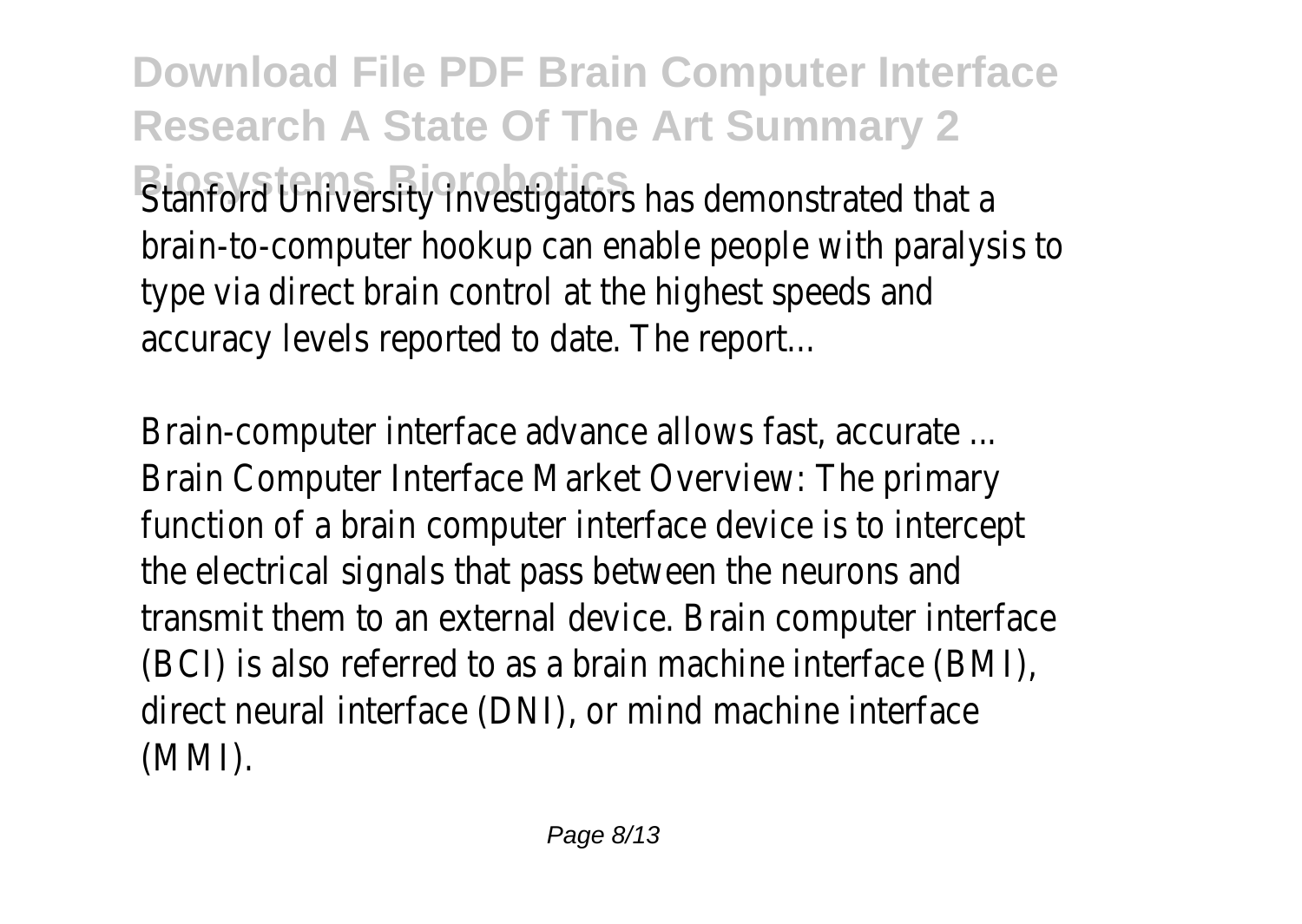Stanford University investigators has demonstrated that a brain-to-computer hookup can enable people with paralysis to type via direct brain control at the highest speeds and accuracy levels reported to date. The report...

Brain-computer interface advance allows fast, accurate ...
Brain Computer Interface Market Overview: The primary function of a brain computer interface device is to intercept the electrical signals that pass between the neurons and transmit them to an external device. Brain computer interface (BCI) is also referred to as a brain machine interface (BMI), direct neural interface (DNI), or mind machine interface (MMI).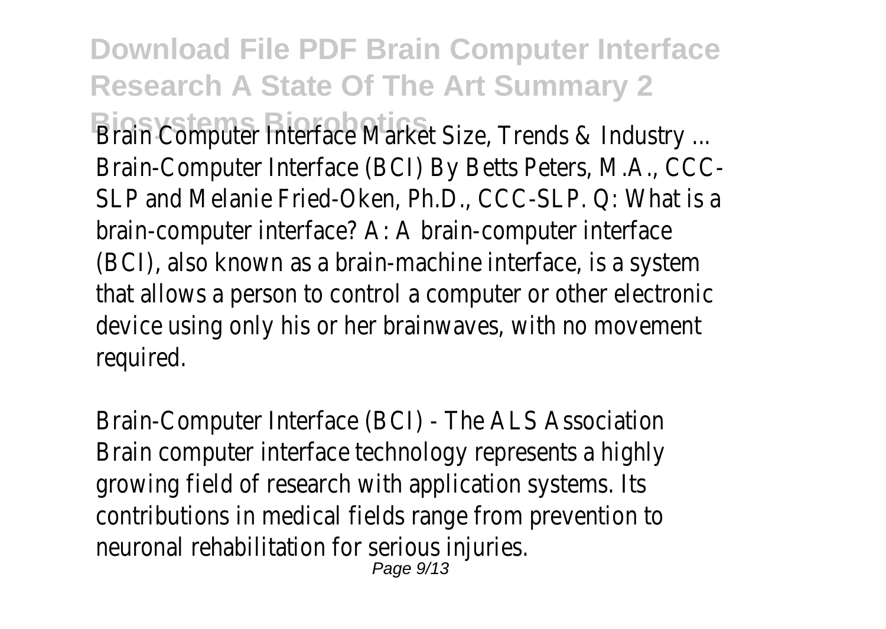Brain Computer Interface Market Size, Trends & Industry ...
Brain-Computer Interface (BCI) By Betts Peters, M.A., CCC-SLP and Melanie Fried-Oken, Ph.D., CCC-SLP. Q: What is a brain-computer interface? A: A brain-computer interface (BCI), also known as a brain-machine interface, is a system that allows a person to control a computer or other electronic device using only his or her brainwaves, with no movement required.

Brain-Computer Interface (BCI) - The ALS Association
Brain computer interface technology represents a highly growing field of research with application systems. Its contributions in medical fields range from prevention to neuronal rehabilitation for serious injuries.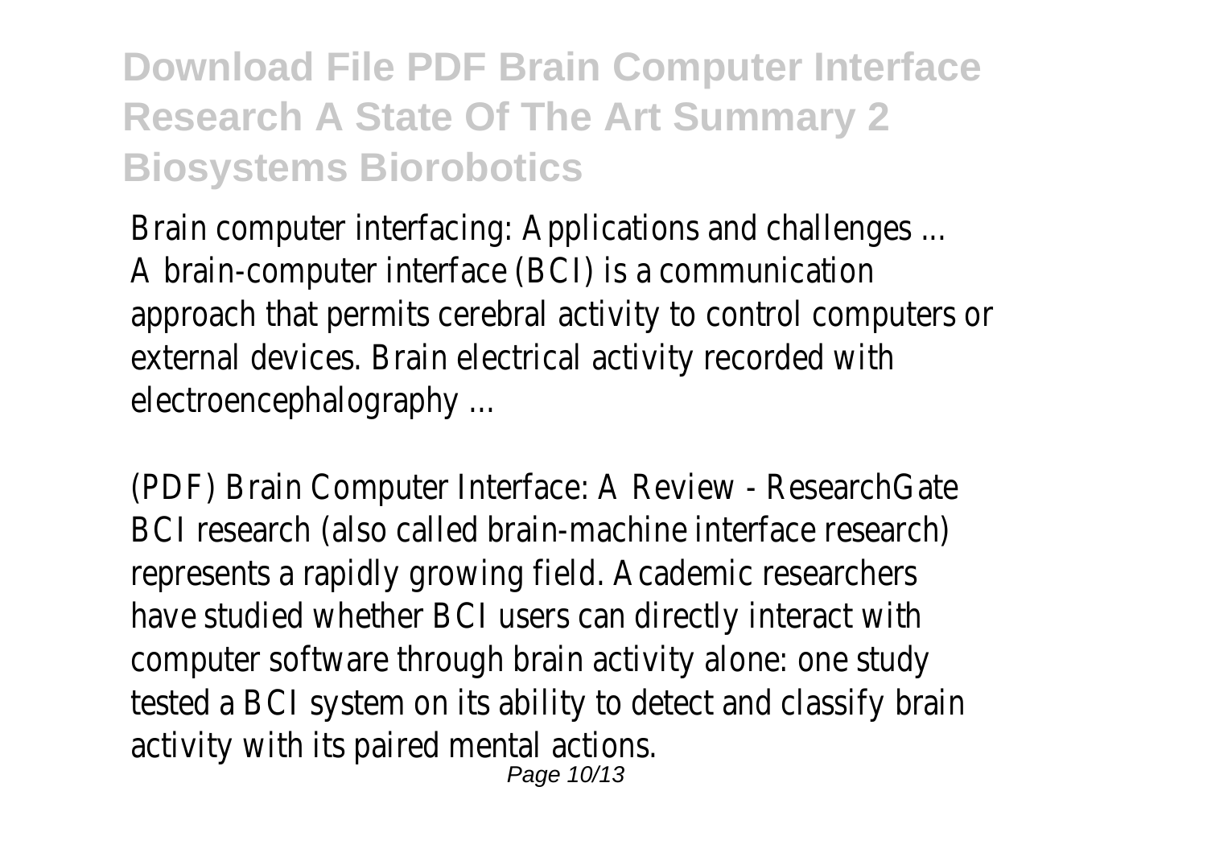Brain computer interfacing: Applications and challenges ...
A brain-computer interface (BCI) is a communication approach that permits cerebral activity to control computers or external devices. Brain electrical activity recorded with electroencephalography ...

(PDF) Brain Computer Interface: A Review - ResearchGate
BCI research (also called brain-machine interface research) represents a rapidly growing field. Academic researchers have studied whether BCI users can directly interact with computer software through brain activity alone: one study tested a BCI system on its ability to detect and classify brain activity with its paired mental actions.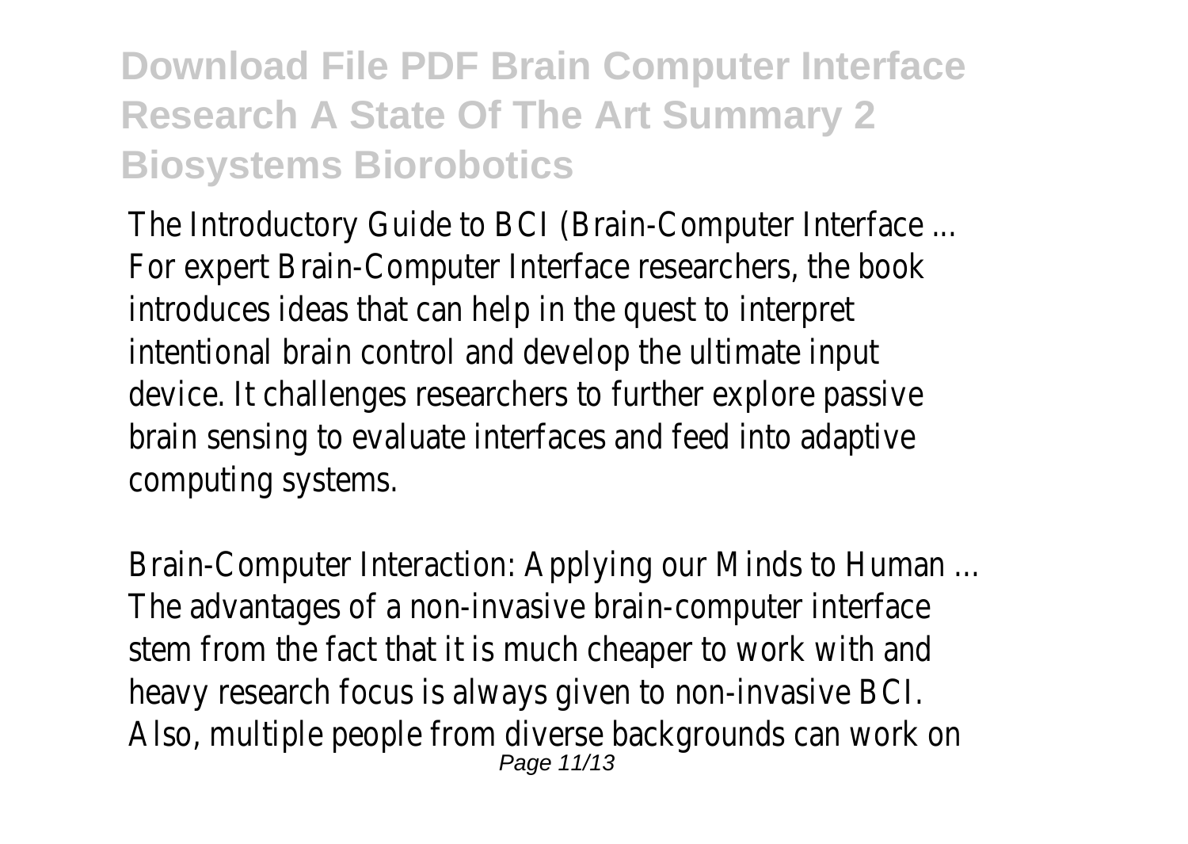# Download File PDF Brain Computer Interface Research A State Of The Art Summary 2 Biosystems Biorobotics

The Introductory Guide to BCI (Brain-Computer Interface ...
For expert Brain-Computer Interface researchers, the book introduces ideas that can help in the quest to interpret intentional brain control and develop the ultimate input device. It challenges researchers to further explore passive brain sensing to evaluate interfaces and feed into adaptive computing systems.

Brain-Computer Interaction: Applying our Minds to Human ...
The advantages of a non-invasive brain-computer interface stem from the fact that it is much cheaper to work with and heavy research focus is always given to non-invasive BCI. Also, multiple people from diverse backgrounds can work on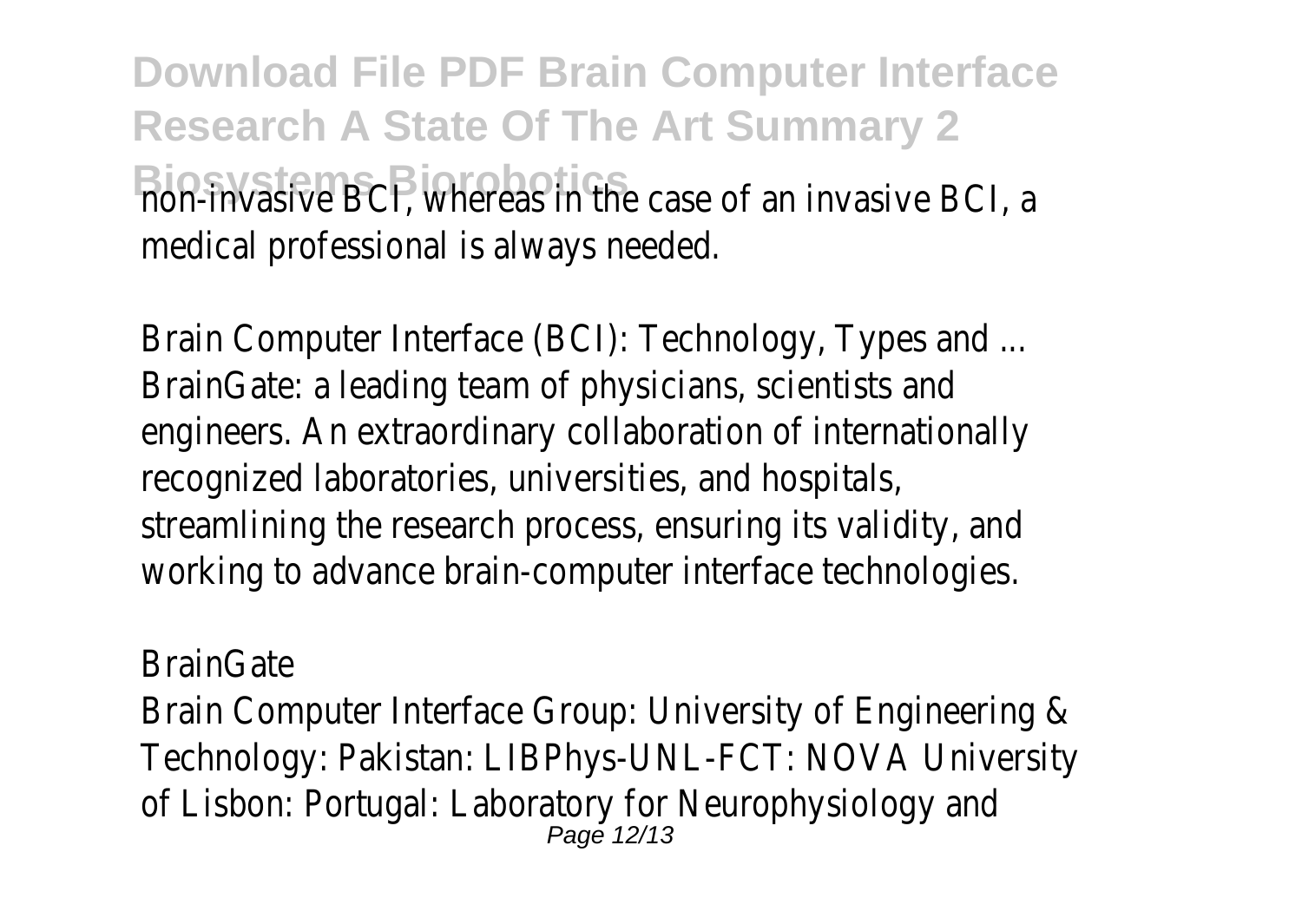non-invasive BCI, whereas in the case of an invasive BCI, a medical professional is always needed.

Brain Computer Interface (BCI): Technology, Types and ...
BrainGate: a leading team of physicians, scientists and engineers. An extraordinary collaboration of internationally recognized laboratories, universities, and hospitals, streamlining the research process, ensuring its validity, and working to advance brain-computer interface technologies.

BrainGate
Brain Computer Interface Group: University of Engineering & Technology: Pakistan: LIBPhys-UNL-FCT: NOVA University of Lisbon: Portugal: Laboratory for Neurophysiology and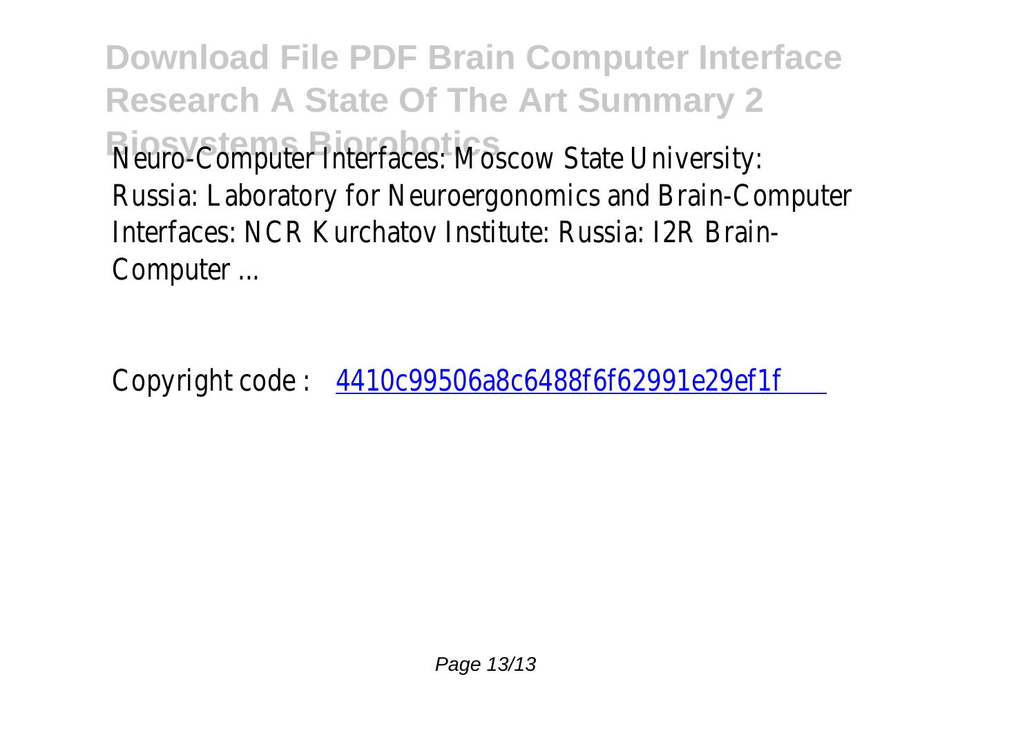Neuro-Computer Interfaces: Moscow State University: Russia: Laboratory for Neuroergonomics and Brain-Computer Interfaces: NCR Kurchatov Institute: Russia: I2R Brain-Computer ...

Copyright code : 4410c99506a8c6488f6f62991e29ef1f